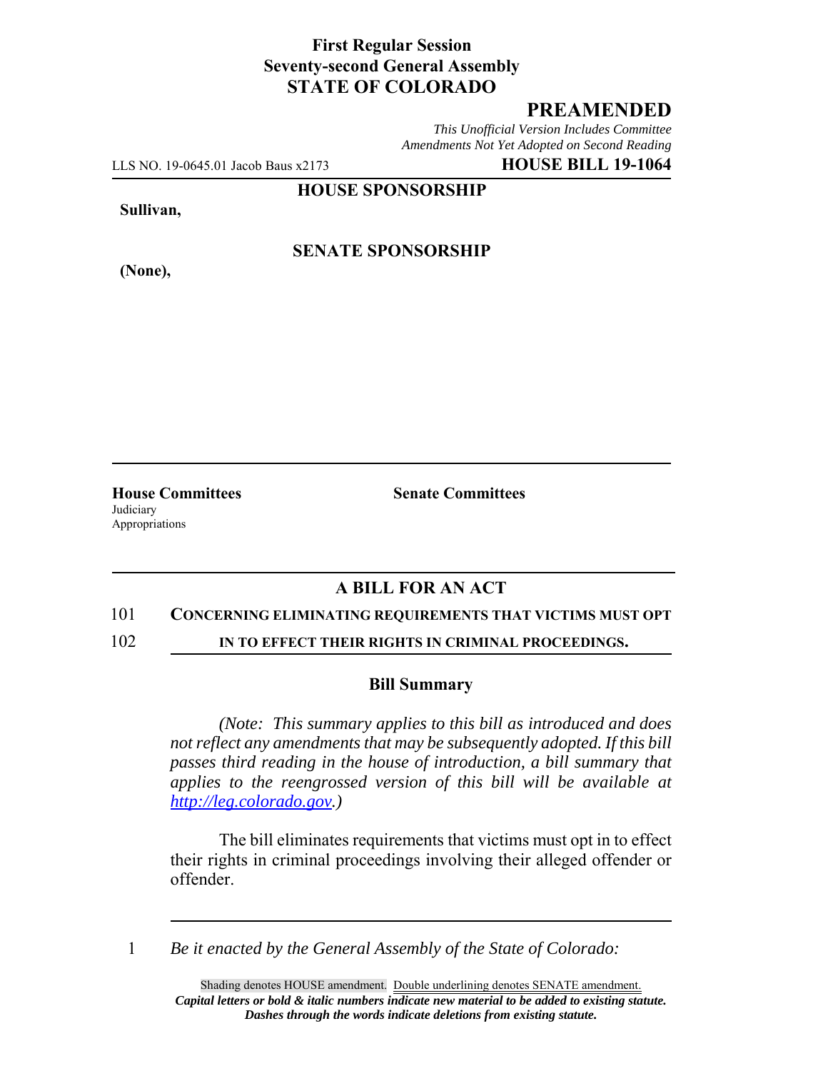**First Regular Session**
**Seventy-second General Assembly**
**STATE OF COLORADO**

# PREAMENDED

*This Unofficial Version Includes Committee Amendments Not Yet Adopted on Second Reading*

LLS NO. 19-0645.01 Jacob Baus x2173 **HOUSE BILL 19-1064**

**HOUSE SPONSORSHIP**

**Sullivan,**

**SENATE SPONSORSHIP**

**(None),**

**House Committees**
Judiciary
Appropriations

**Senate Committees**

## A BILL FOR AN ACT

101 **CONCERNING ELIMINATING REQUIREMENTS THAT VICTIMS MUST OPT**
102 **IN TO EFFECT THEIR RIGHTS IN CRIMINAL PROCEEDINGS.**

### Bill Summary

*(Note: This summary applies to this bill as introduced and does not reflect any amendments that may be subsequently adopted. If this bill passes third reading in the house of introduction, a bill summary that applies to the reengrossed version of this bill will be available at http://leg.colorado.gov.)*

The bill eliminates requirements that victims must opt in to effect their rights in criminal proceedings involving their alleged offender or offender.

1 *Be it enacted by the General Assembly of the State of Colorado:*

Shading denotes HOUSE amendment. Double underlining denotes SENATE amendment.
***Capital letters or bold & italic numbers indicate new material to be added to existing statute.***
***Dashes through the words indicate deletions from existing statute.***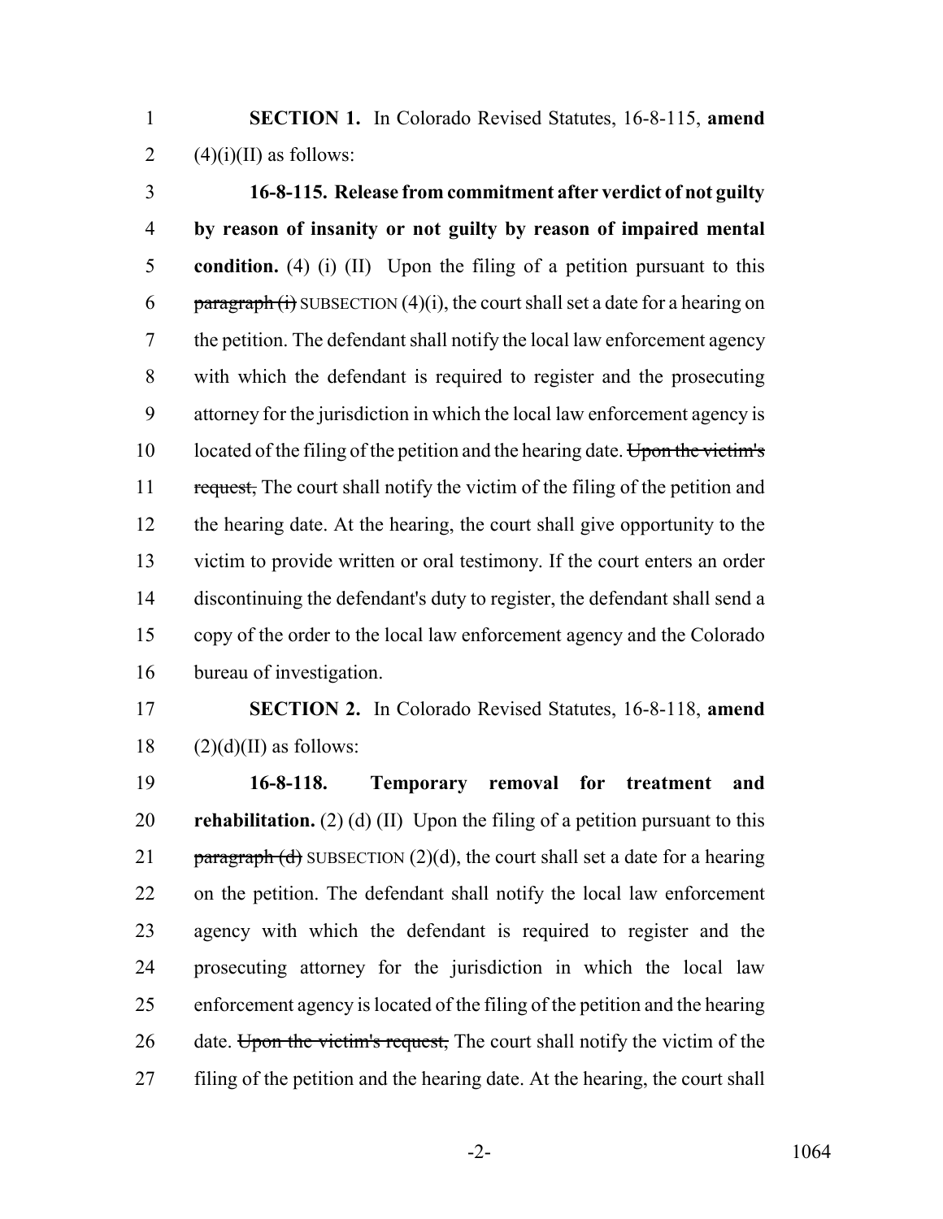**SECTION 1.** In Colorado Revised Statutes, 16-8-115, **amend** (4)(i)(II) as follows:

**16-8-115. Release from commitment after verdict of not guilty by reason of insanity or not guilty by reason of impaired mental condition.** (4) (i) (II) Upon the filing of a petition pursuant to this ~~paragraph (i)~~ SUBSECTION (4)(i), the court shall set a date for a hearing on the petition. The defendant shall notify the local law enforcement agency with which the defendant is required to register and the prosecuting attorney for the jurisdiction in which the local law enforcement agency is located of the filing of the petition and the hearing date. ~~Upon the victim's request,~~ The court shall notify the victim of the filing of the petition and the hearing date. At the hearing, the court shall give opportunity to the victim to provide written or oral testimony. If the court enters an order discontinuing the defendant's duty to register, the defendant shall send a copy of the order to the local law enforcement agency and the Colorado bureau of investigation.

**SECTION 2.** In Colorado Revised Statutes, 16-8-118, **amend** (2)(d)(II) as follows:

**16-8-118. Temporary removal for treatment and rehabilitation.** (2) (d) (II) Upon the filing of a petition pursuant to this ~~paragraph (d)~~ SUBSECTION (2)(d), the court shall set a date for a hearing on the petition. The defendant shall notify the local law enforcement agency with which the defendant is required to register and the prosecuting attorney for the jurisdiction in which the local law enforcement agency is located of the filing of the petition and the hearing date. ~~Upon the victim's request,~~ The court shall notify the victim of the filing of the petition and the hearing date. At the hearing, the court shall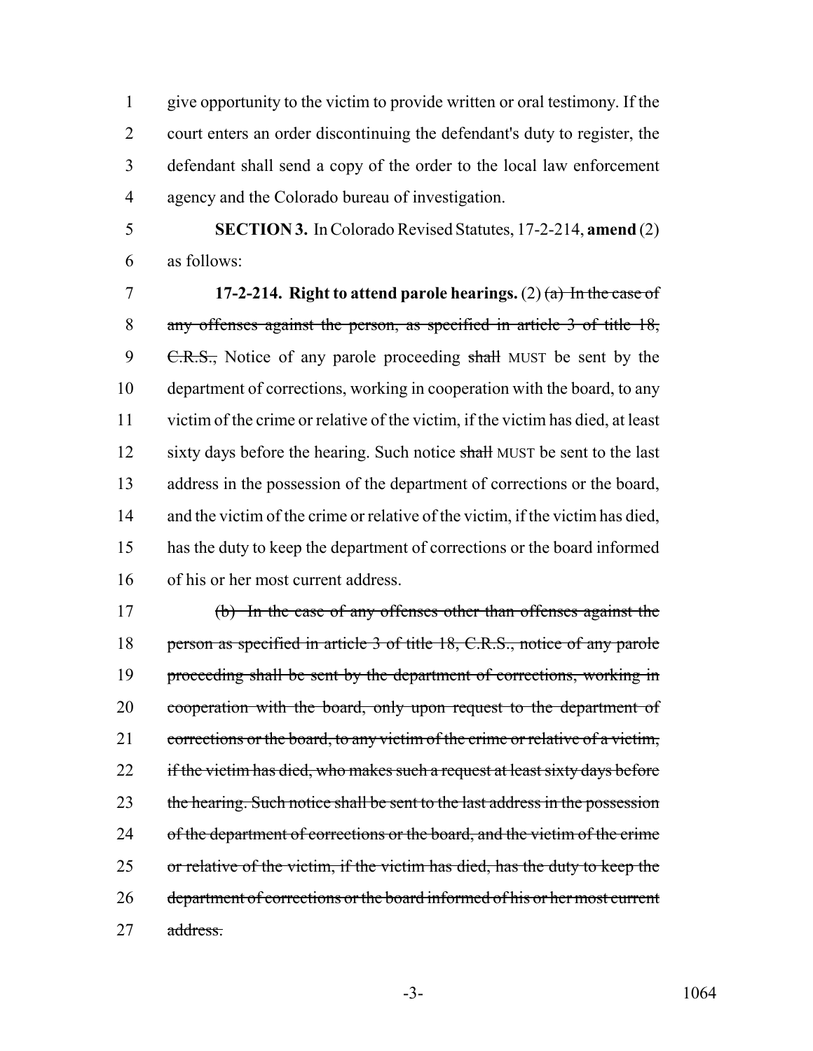give opportunity to the victim to provide written or oral testimony. If the court enters an order discontinuing the defendant's duty to register, the defendant shall send a copy of the order to the local law enforcement agency and the Colorado bureau of investigation.

**SECTION 3.** In Colorado Revised Statutes, 17-2-214, **amend** (2) as follows:

**17-2-214. Right to attend parole hearings.** (2) ~~(a) In the case of any offenses against the person, as specified in article 3 of title 18, C.R.S.,~~ Notice of any parole proceeding ~~shall~~ MUST be sent by the department of corrections, working in cooperation with the board, to any victim of the crime or relative of the victim, if the victim has died, at least sixty days before the hearing. Such notice ~~shall~~ MUST be sent to the last address in the possession of the department of corrections or the board, and the victim of the crime or relative of the victim, if the victim has died, has the duty to keep the department of corrections or the board informed of his or her most current address.

~~(b) In the case of any offenses other than offenses against the person as specified in article 3 of title 18, C.R.S., notice of any parole proceeding shall be sent by the department of corrections, working in cooperation with the board, only upon request to the department of corrections or the board, to any victim of the crime or relative of a victim, if the victim has died, who makes such a request at least sixty days before the hearing. Such notice shall be sent to the last address in the possession of the department of corrections or the board, and the victim of the crime or relative of the victim, if the victim has died, has the duty to keep the department of corrections or the board informed of his or her most current address.~~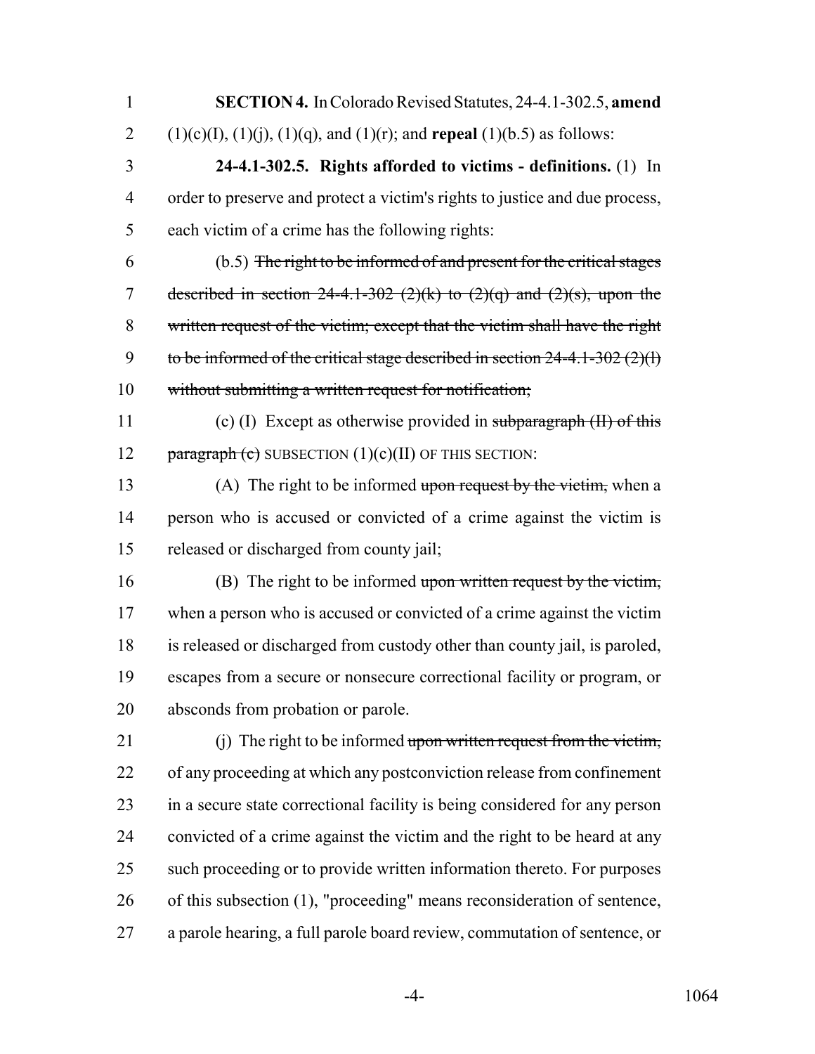**SECTION 4.** In Colorado Revised Statutes, 24-4.1-302.5, **amend** (1)(c)(I), (1)(j), (1)(q), and (1)(r); and **repeal** (1)(b.5) as follows:

**24-4.1-302.5. Rights afforded to victims - definitions.** (1) In order to preserve and protect a victim's rights to justice and due process, each victim of a crime has the following rights:

(b.5) ~~The right to be informed of and present for the critical stages described in section 24-4.1-302 (2)(k) to (2)(q) and (2)(s), upon the written request of the victim; except that the victim shall have the right to be informed of the critical stage described in section 24-4.1-302 (2)(l) without submitting a written request for notification;~~

(c) (I) Except as otherwise provided in ~~subparagraph (II) of this paragraph (c)~~ SUBSECTION (1)(c)(II) OF THIS SECTION:

(A) The right to be informed ~~upon request by the victim,~~ when a person who is accused or convicted of a crime against the victim is released or discharged from county jail;

(B) The right to be informed ~~upon written request by the victim,~~ when a person who is accused or convicted of a crime against the victim is released or discharged from custody other than county jail, is paroled, escapes from a secure or nonsecure correctional facility or program, or absconds from probation or parole.

(j) The right to be informed ~~upon written request from the victim,~~ of any proceeding at which any postconviction release from confinement in a secure state correctional facility is being considered for any person convicted of a crime against the victim and the right to be heard at any such proceeding or to provide written information thereto. For purposes of this subsection (1), "proceeding" means reconsideration of sentence, a parole hearing, a full parole board review, commutation of sentence, or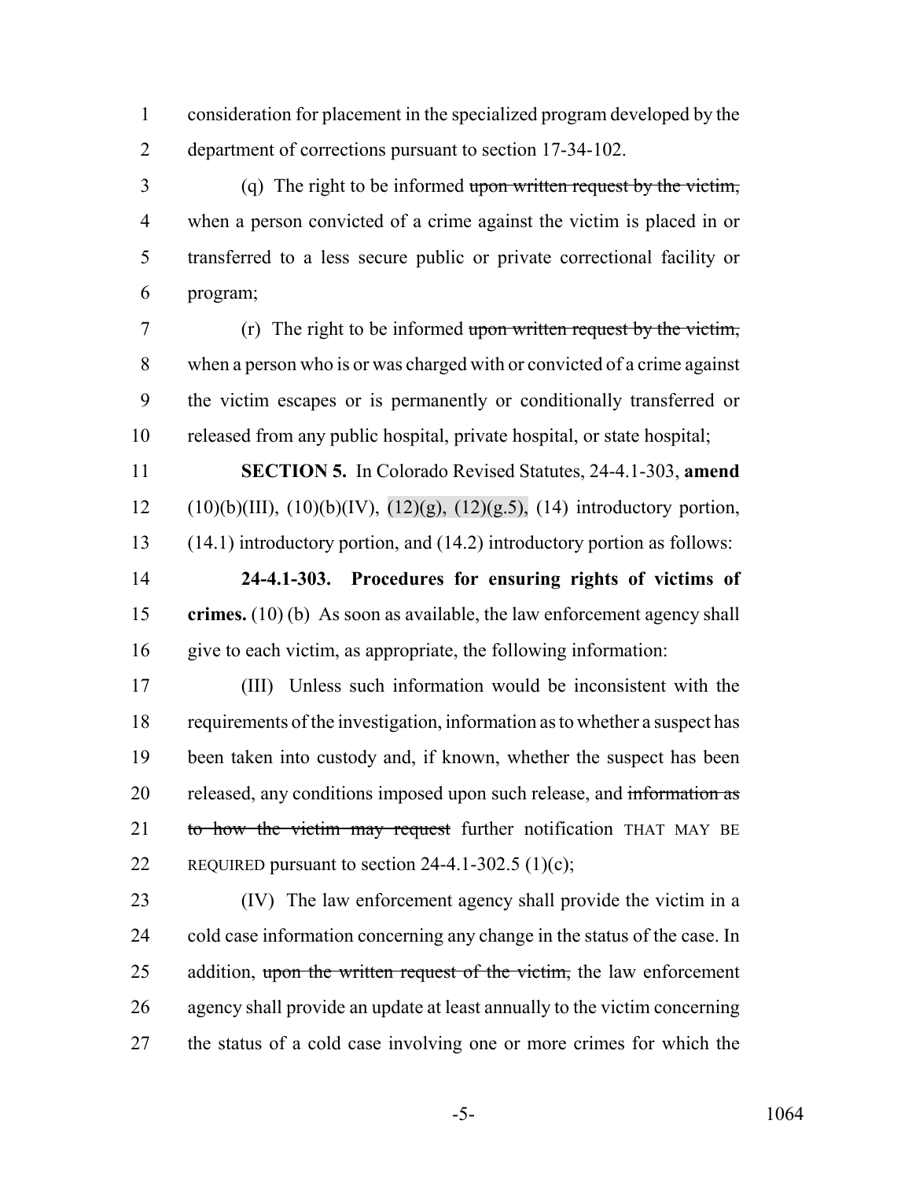consideration for placement in the specialized program developed by the department of corrections pursuant to section 17-34-102.

(q) The right to be informed ~~upon written request by the victim,~~ when a person convicted of a crime against the victim is placed in or transferred to a less secure public or private correctional facility or program;

(r) The right to be informed ~~upon written request by the victim,~~ when a person who is or was charged with or convicted of a crime against the victim escapes or is permanently or conditionally transferred or released from any public hospital, private hospital, or state hospital;

**SECTION 5.** In Colorado Revised Statutes, 24-4.1-303, **amend** (10)(b)(III), (10)(b)(IV), (12)(g), (12)(g.5), (14) introductory portion, (14.1) introductory portion, and (14.2) introductory portion as follows:

**24-4.1-303. Procedures for ensuring rights of victims of crimes.** (10) (b) As soon as available, the law enforcement agency shall give to each victim, as appropriate, the following information:

(III) Unless such information would be inconsistent with the requirements of the investigation, information as to whether a suspect has been taken into custody and, if known, whether the suspect has been released, any conditions imposed upon such release, and ~~information as to how the victim may request~~ further notification THAT MAY BE REQUIRED pursuant to section 24-4.1-302.5 (1)(c);

(IV) The law enforcement agency shall provide the victim in a cold case information concerning any change in the status of the case. In addition, ~~upon the written request of the victim,~~ the law enforcement agency shall provide an update at least annually to the victim concerning the status of a cold case involving one or more crimes for which the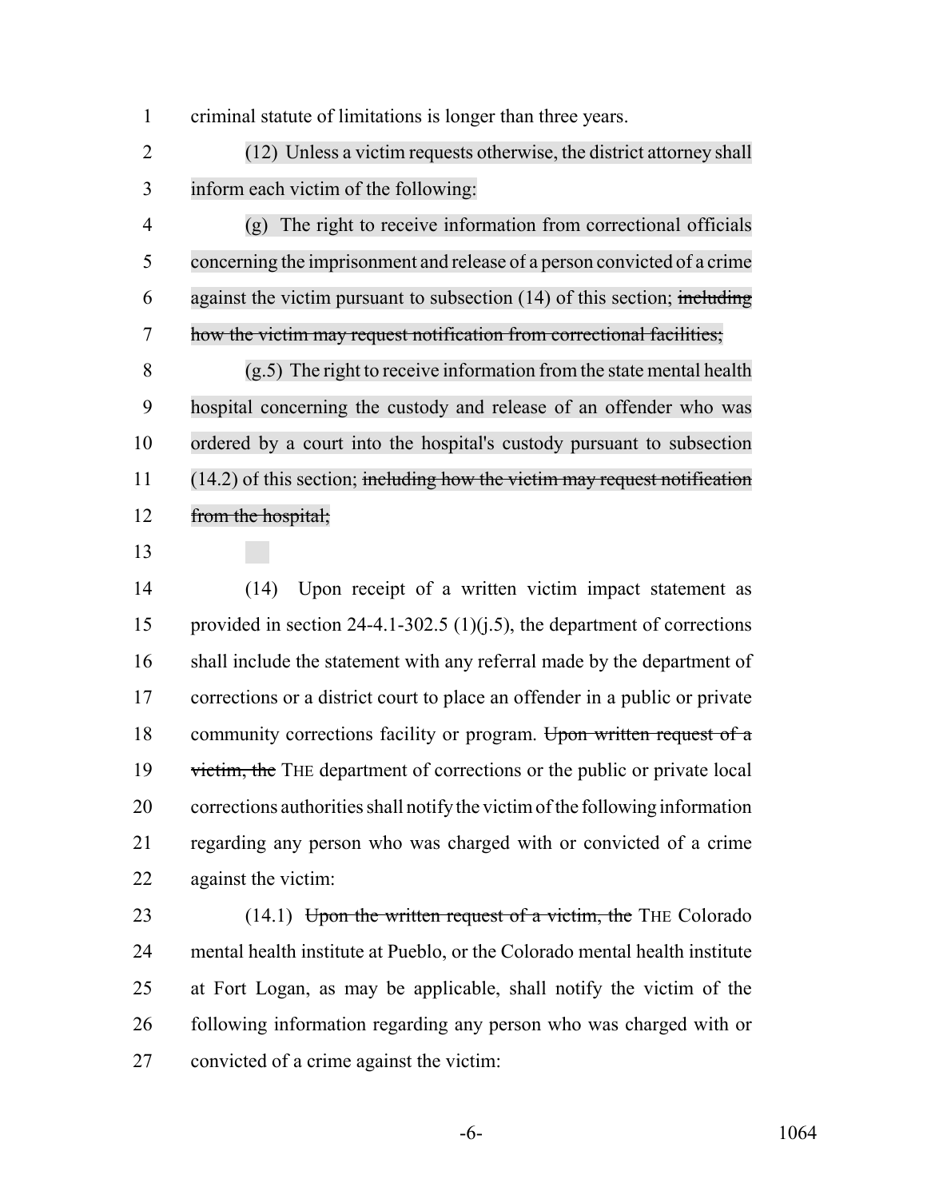criminal statute of limitations is longer than three years.

(12) Unless a victim requests otherwise, the district attorney shall inform each victim of the following:

(g) The right to receive information from correctional officials concerning the imprisonment and release of a person convicted of a crime against the victim pursuant to subsection (14) of this section; ~~including how the victim may request notification from correctional facilities;~~

(g.5) The right to receive information from the state mental health hospital concerning the custody and release of an offender who was ordered by a court into the hospital's custody pursuant to subsection (14.2) of this section; ~~including how the victim may request notification from the hospital;~~

(14) Upon receipt of a written victim impact statement as provided in section 24-4.1-302.5 (1)(j.5), the department of corrections shall include the statement with any referral made by the department of corrections or a district court to place an offender in a public or private community corrections facility or program. ~~Upon written request of a victim, the~~ THE department of corrections or the public or private local corrections authorities shall notify the victim of the following information regarding any person who was charged with or convicted of a crime against the victim:

(14.1) ~~Upon the written request of a victim, the~~ THE Colorado mental health institute at Pueblo, or the Colorado mental health institute at Fort Logan, as may be applicable, shall notify the victim of the following information regarding any person who was charged with or convicted of a crime against the victim: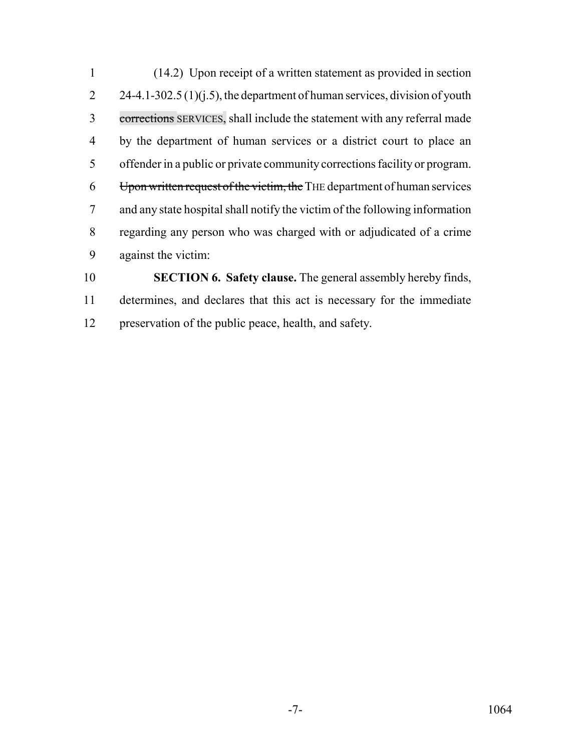(14.2) Upon receipt of a written statement as provided in section 24-4.1-302.5 (1)(j.5), the department of human services, division of youth ~~corrections~~ SERVICES, shall include the statement with any referral made by the department of human services or a district court to place an offender in a public or private community corrections facility or program. ~~Upon written request of the victim, the~~ THE department of human services and any state hospital shall notify the victim of the following information regarding any person who was charged with or adjudicated of a crime against the victim:

**SECTION 6. Safety clause.** The general assembly hereby finds, determines, and declares that this act is necessary for the immediate preservation of the public peace, health, and safety.